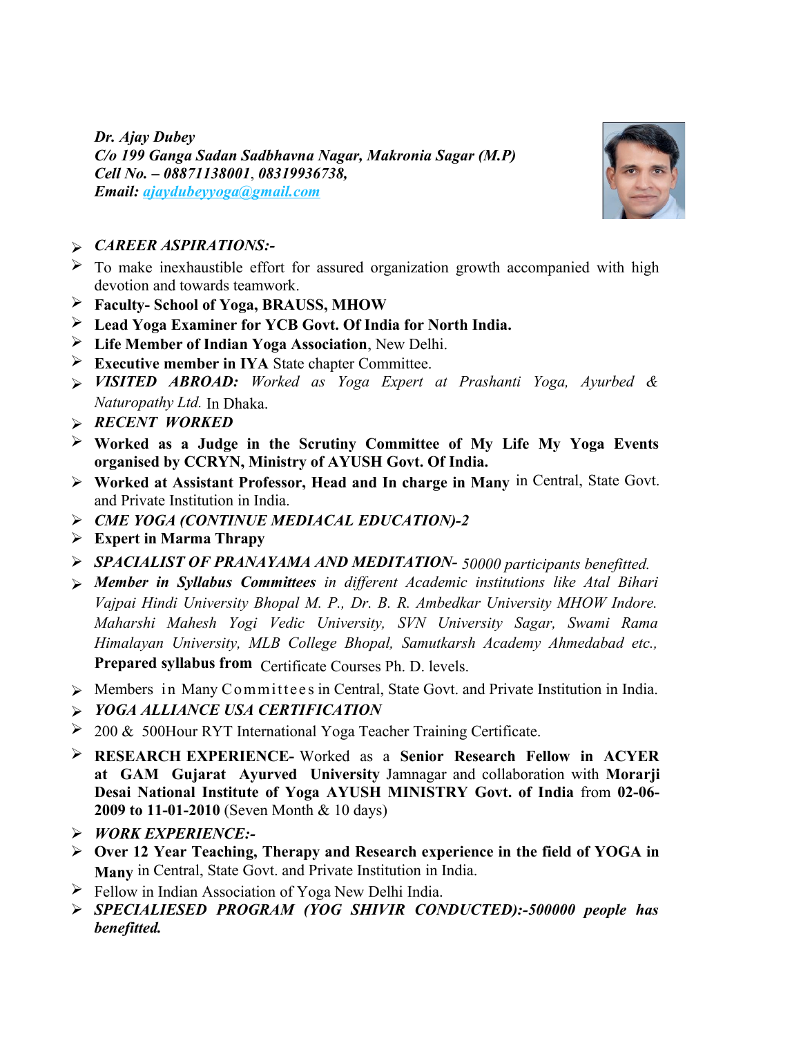***Dr. Ajay Dubey***
***C/o 199 Ganga Sadan Sadbhavna Nagar, Makronia Sagar (M.P)***
***Cell No. – 08871138001, 08319936738,***
***Email: ajaydubeyyoga@gmail.com***

- ***CAREER ASPIRATIONS:-***
- To make inexhaustible effort for assured organization growth accompanied with high devotion and towards teamwork.
- **Faculty- School of Yoga, BRAUSS, MHOW**
- **Lead Yoga Examiner for YCB Govt. Of India for North India.**
- **Life Member of Indian Yoga Association**, New Delhi.
- **Executive member in IYA** State chapter Committee.
- ***VISITED ABROAD:*** *Worked as Yoga Expert at Prashanti Yoga, Ayurbed & Naturopathy Ltd.* In Dhaka.
- ***RECENT WORKED***
- **Worked as a Judge in the Scrutiny Committee of My Life My Yoga Events organised by CCRYN, Ministry of AYUSH Govt. Of India.**
- **Worked at Assistant Professor, Head and In charge in Many** in Central, State Govt. and Private Institution in India.
- ***CME YOGA (CONTINUE MEDIACAL EDUCATION)-2***
- **Expert in Marma Thrapy**
- ***SPACIALIST OF PRANAYAMA AND MEDITATION-*** *50000 participants benefitted.*
- ***Member in Syllabus Committees*** *in different Academic institutions like Atal Bihari Vajpai Hindi University Bhopal M. P., Dr. B. R. Ambedkar University MHOW Indore. Maharshi Mahesh Yogi Vedic University, SVN University Sagar, Swami Rama Himalayan University, MLB College Bhopal, Samutkarsh Academy Ahmedabad etc.,* **Prepared syllabus from** Certificate Courses Ph. D. levels.
- Members in Many Committees in Central, State Govt. and Private Institution in India.
- ***YOGA ALLIANCE USA CERTIFICATION***
- 200 & 500Hour RYT International Yoga Teacher Training Certificate.
- **RESEARCH EXPERIENCE-** Worked as a **Senior Research Fellow in ACYER at GAM Gujarat Ayurved University** Jamnagar and collaboration with **Morarji Desai National Institute of Yoga AYUSH MINISTRY Govt. of India** from **02-06-2009 to 11-01-2010** (Seven Month & 10 days)
- ***WORK EXPERIENCE:-***
- **Over 12 Year Teaching, Therapy and Research experience in the field of YOGA in Many** in Central, State Govt. and Private Institution in India.
- Fellow in Indian Association of Yoga New Delhi India.
- ***SPECIALIESED PROGRAM (YOG SHIVIR CONDUCTED):-500000 people has benefitted.***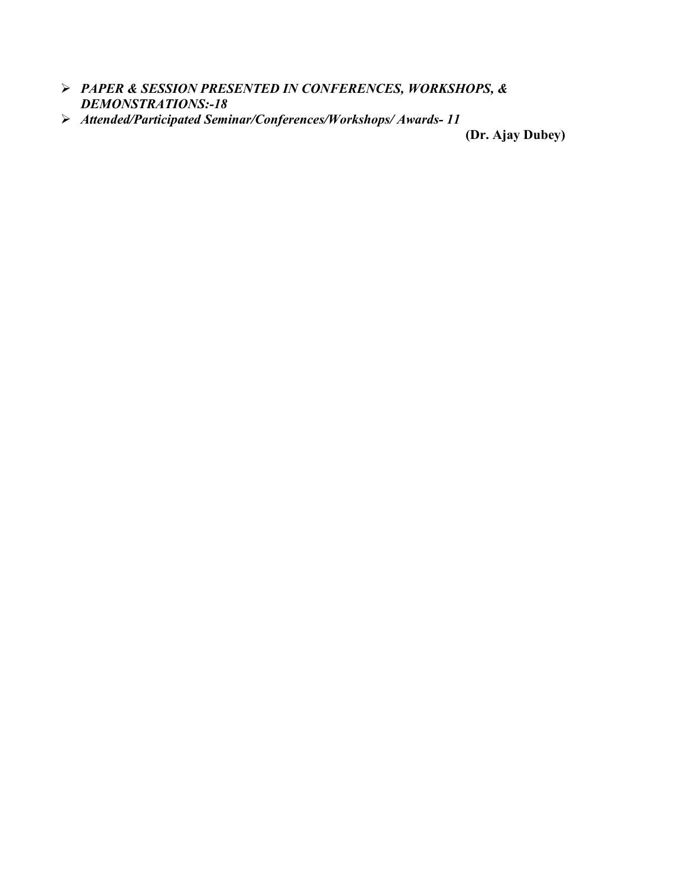- ***PAPER & SESSION PRESENTED IN CONFERENCES, WORKSHOPS, & DEMONSTRATIONS:-18***
- ***Attended/Participated Seminar/Conferences/Workshops/ Awards- 11***

**(Dr. Ajay Dubey)**